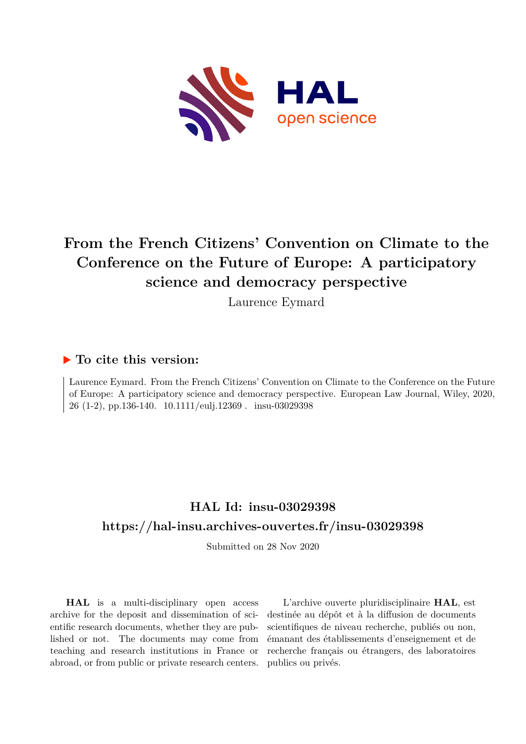# From the French Citizens' Convention on Climate to the Conference on the Future of Europe: A participatory science and democracy perspective

Laurence Eymard

## ▶ To cite this version:

Laurence Eymard. From the French Citizens' Convention on Climate to the Conference on the Future of Europe: A participatory science and democracy perspective. European Law Journal, Wiley, 2020, 26 (1-2), pp.136-140. 10.1111/eulj.12369 . insu-03029398

## HAL Id: insu-03029398

## https://hal-insu.archives-ouvertes.fr/insu-03029398

Submitted on 28 Nov 2020

**HAL** is a multi-disciplinary open access archive for the deposit and dissemination of scientific research documents, whether they are published or not. The documents may come from teaching and research institutions in France or abroad, or from public or private research centers.

L'archive ouverte pluridisciplinaire **HAL**, est destinée au dépôt et à la diffusion de documents scientifiques de niveau recherche, publiés ou non, émanant des établissements d'enseignement et de recherche français ou étrangers, des laboratoires publics ou privés.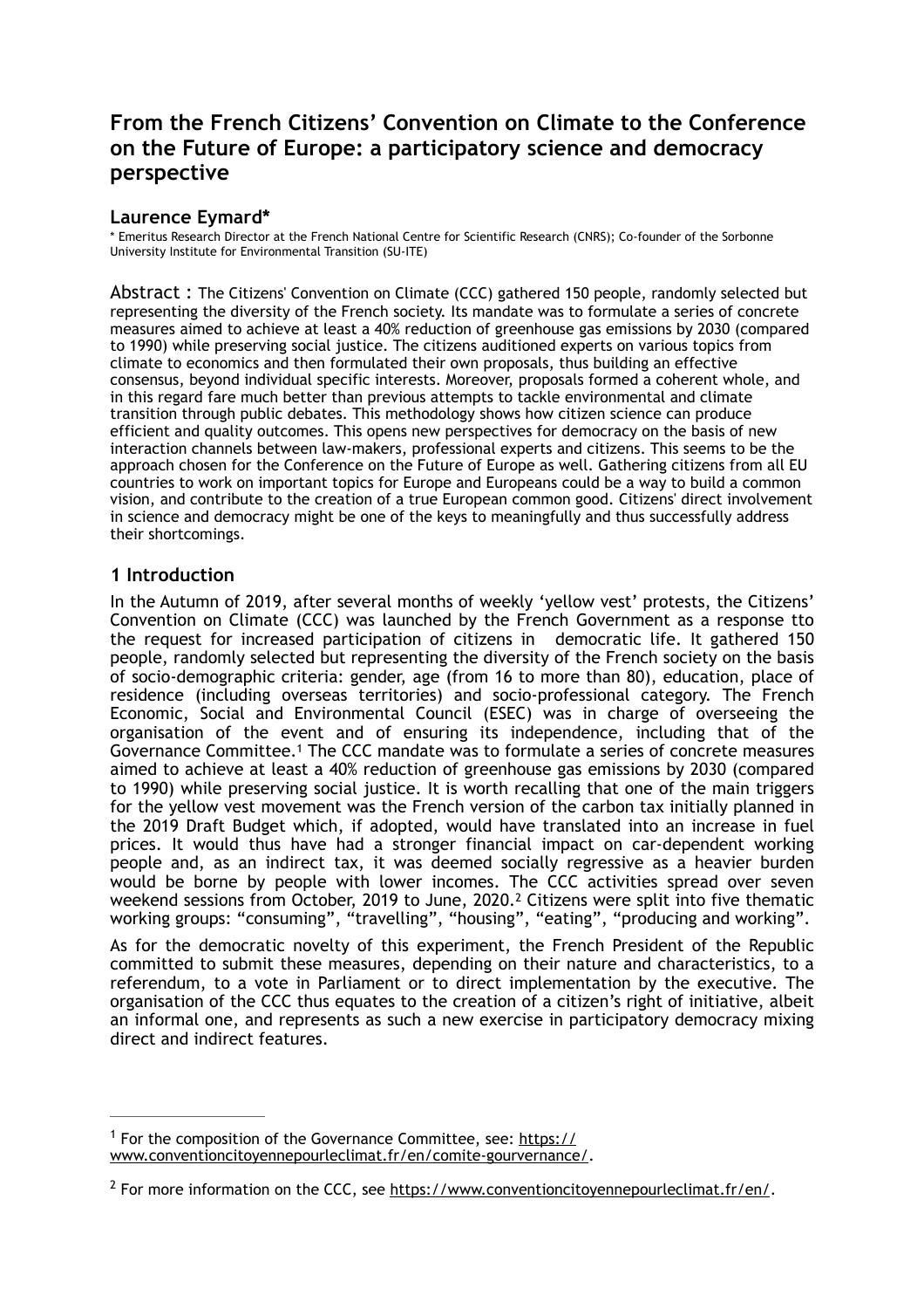# From the French Citizens' Convention on Climate to the Conference on the Future of Europe: a participatory science and democracy perspective

## Laurence Eymard*

\* Emeritus Research Director at the French National Centre for Scientific Research (CNRS); Co-founder of the Sorbonne University Institute for Environmental Transition (SU-ITE)

Abstract : The Citizens' Convention on Climate (CCC) gathered 150 people, randomly selected but representing the diversity of the French society. Its mandate was to formulate a series of concrete measures aimed to achieve at least a 40% reduction of greenhouse gas emissions by 2030 (compared to 1990) while preserving social justice. The citizens auditioned experts on various topics from climate to economics and then formulated their own proposals, thus building an effective consensus, beyond individual specific interests. Moreover, proposals formed a coherent whole, and in this regard fare much better than previous attempts to tackle environmental and climate transition through public debates. This methodology shows how citizen science can produce efficient and quality outcomes. This opens new perspectives for democracy on the basis of new interaction channels between law-makers, professional experts and citizens. This seems to be the approach chosen for the Conference on the Future of Europe as well. Gathering citizens from all EU countries to work on important topics for Europe and Europeans could be a way to build a common vision, and contribute to the creation of a true European common good. Citizens' direct involvement in science and democracy might be one of the keys to meaningfully and thus successfully address their shortcomings.

### 1 Introduction

In the Autumn of 2019, after several months of weekly 'yellow vest' protests, the Citizens' Convention on Climate (CCC) was launched by the French Government as a response tto the request for increased participation of citizens in democratic life. It gathered 150 people, randomly selected but representing the diversity of the French society on the basis of socio-demographic criteria: gender, age (from 16 to more than 80), education, place of residence (including overseas territories) and socio-professional category. The French Economic, Social and Environmental Council (ESEC) was in charge of overseeing the organisation of the event and of ensuring its independence, including that of the Governance Committee.[1] The CCC mandate was to formulate a series of concrete measures aimed to achieve at least a 40% reduction of greenhouse gas emissions by 2030 (compared to 1990) while preserving social justice. It is worth recalling that one of the main triggers for the yellow vest movement was the French version of the carbon tax initially planned in the 2019 Draft Budget which, if adopted, would have translated into an increase in fuel prices. It would thus have had a stronger financial impact on car-dependent working people and, as an indirect tax, it was deemed socially regressive as a heavier burden would be borne by people with lower incomes. The CCC activities spread over seven weekend sessions from October, 2019 to June, 2020.[2] Citizens were split into five thematic working groups: "consuming", "travelling", "housing", "eating", "producing and working".

As for the democratic novelty of this experiment, the French President of the Republic committed to submit these measures, depending on their nature and characteristics, to a referendum, to a vote in Parliament or to direct implementation by the executive. The organisation of the CCC thus equates to the creation of a citizen's right of initiative, albeit an informal one, and represents as such a new exercise in participatory democracy mixing direct and indirect features.

---

[1] For the composition of the Governance Committee, see: https://www.conventioncitoyennepourleclimat.fr/en/comite-gourvernance/.

[2] For more information on the CCC, see https://www.conventioncitoyennepourleclimat.fr/en/.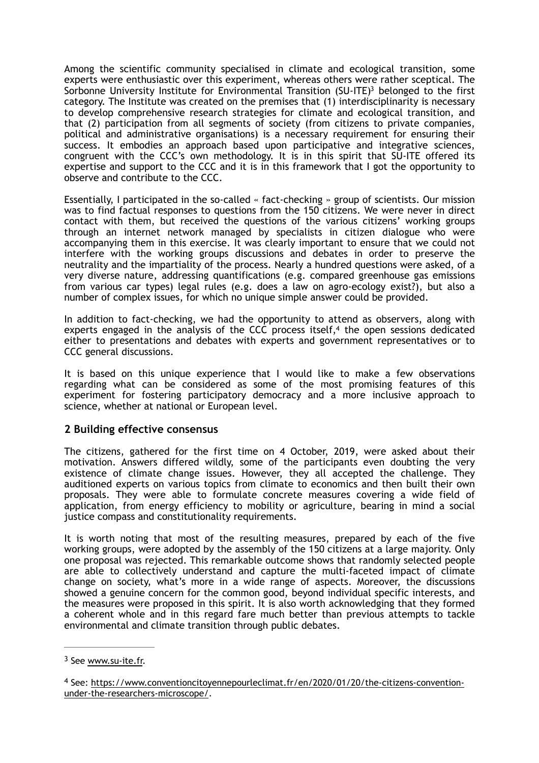Among the scientific community specialised in climate and ecological transition, some experts were enthusiastic over this experiment, whereas others were rather sceptical. The Sorbonne University Institute for Environmental Transition (SU-ITE)[3] belonged to the first category. The Institute was created on the premises that (1) interdisciplinarity is necessary to develop comprehensive research strategies for climate and ecological transition, and that (2) participation from all segments of society (from citizens to private companies, political and administrative organisations) is a necessary requirement for ensuring their success. It embodies an approach based upon participative and integrative sciences, congruent with the CCC's own methodology. It is in this spirit that SU-ITE offered its expertise and support to the CCC and it is in this framework that I got the opportunity to observe and contribute to the CCC.

Essentially, I participated in the so-called « fact-checking » group of scientists. Our mission was to find factual responses to questions from the 150 citizens. We were never in direct contact with them, but received the questions of the various citizens' working groups through an internet network managed by specialists in citizen dialogue who were accompanying them in this exercise. It was clearly important to ensure that we could not interfere with the working groups discussions and debates in order to preserve the neutrality and the impartiality of the process. Nearly a hundred questions were asked, of a very diverse nature, addressing quantifications (e.g. compared greenhouse gas emissions from various car types) legal rules (e.g. does a law on agro-ecology exist?), but also a number of complex issues, for which no unique simple answer could be provided.

In addition to fact-checking, we had the opportunity to attend as observers, along with experts engaged in the analysis of the CCC process itself,[4] the open sessions dedicated either to presentations and debates with experts and government representatives or to CCC general discussions.

It is based on this unique experience that I would like to make a few observations regarding what can be considered as some of the most promising features of this experiment for fostering participatory democracy and a more inclusive approach to science, whether at national or European level.

## 2 Building effective consensus

The citizens, gathered for the first time on 4 October, 2019, were asked about their motivation. Answers differed wildly, some of the participants even doubting the very existence of climate change issues. However, they all accepted the challenge. They auditioned experts on various topics from climate to economics and then built their own proposals. They were able to formulate concrete measures covering a wide field of application, from energy efficiency to mobility or agriculture, bearing in mind a social justice compass and constitutionality requirements.

It is worth noting that most of the resulting measures, prepared by each of the five working groups, were adopted by the assembly of the 150 citizens at a large majority. Only one proposal was rejected. This remarkable outcome shows that randomly selected people are able to collectively understand and capture the multi-faceted impact of climate change on society, what's more in a wide range of aspects. Moreover, the discussions showed a genuine concern for the common good, beyond individual specific interests, and the measures were proposed in this spirit. It is also worth acknowledging that they formed a coherent whole and in this regard fare much better than previous attempts to tackle environmental and climate transition through public debates.

---

[3] See www.su-ite.fr.

[4] See: https://www.conventioncitoyennepourleclimat.fr/en/2020/01/20/the-citizens-convention-under-the-researchers-microscope/.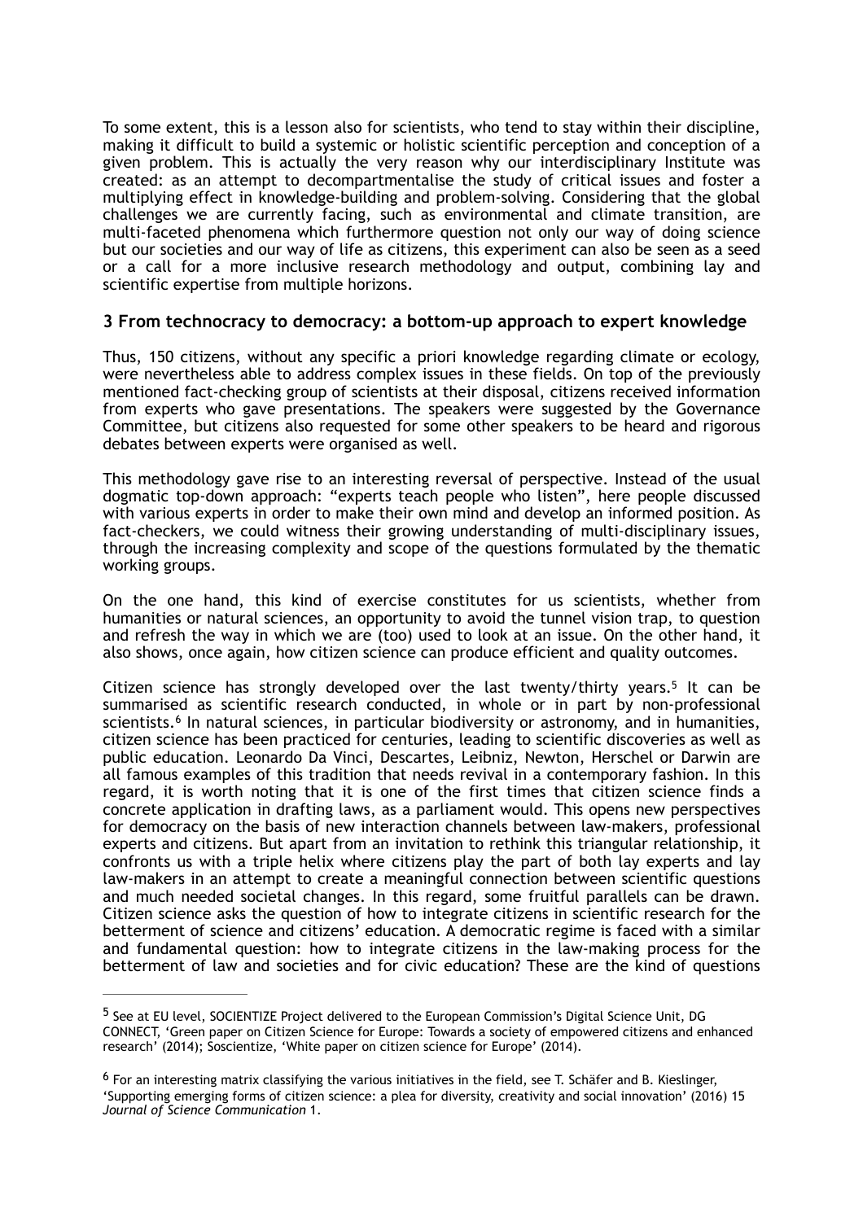To some extent, this is a lesson also for scientists, who tend to stay within their discipline, making it difficult to build a systemic or holistic scientific perception and conception of a given problem. This is actually the very reason why our interdisciplinary Institute was created: as an attempt to decompartmentalise the study of critical issues and foster a multiplying effect in knowledge-building and problem-solving. Considering that the global challenges we are currently facing, such as environmental and climate transition, are multi-faceted phenomena which furthermore question not only our way of doing science but our societies and our way of life as citizens, this experiment can also be seen as a seed or a call for a more inclusive research methodology and output, combining lay and scientific expertise from multiple horizons.

## 3 From technocracy to democracy: a bottom-up approach to expert knowledge

Thus, 150 citizens, without any specific a priori knowledge regarding climate or ecology, were nevertheless able to address complex issues in these fields. On top of the previously mentioned fact-checking group of scientists at their disposal, citizens received information from experts who gave presentations. The speakers were suggested by the Governance Committee, but citizens also requested for some other speakers to be heard and rigorous debates between experts were organised as well.

This methodology gave rise to an interesting reversal of perspective. Instead of the usual dogmatic top-down approach: "experts teach people who listen", here people discussed with various experts in order to make their own mind and develop an informed position. As fact-checkers, we could witness their growing understanding of multi-disciplinary issues, through the increasing complexity and scope of the questions formulated by the thematic working groups.

On the one hand, this kind of exercise constitutes for us scientists, whether from humanities or natural sciences, an opportunity to avoid the tunnel vision trap, to question and refresh the way in which we are (too) used to look at an issue. On the other hand, it also shows, once again, how citizen science can produce efficient and quality outcomes.

Citizen science has strongly developed over the last twenty/thirty years.[5] It can be summarised as scientific research conducted, in whole or in part by non-professional scientists.[6] In natural sciences, in particular biodiversity or astronomy, and in humanities, citizen science has been practiced for centuries, leading to scientific discoveries as well as public education. Leonardo Da Vinci, Descartes, Leibniz, Newton, Herschel or Darwin are all famous examples of this tradition that needs revival in a contemporary fashion. In this regard, it is worth noting that it is one of the first times that citizen science finds a concrete application in drafting laws, as a parliament would. This opens new perspectives for democracy on the basis of new interaction channels between law-makers, professional experts and citizens. But apart from an invitation to rethink this triangular relationship, it confronts us with a triple helix where citizens play the part of both lay experts and lay law-makers in an attempt to create a meaningful connection between scientific questions and much needed societal changes. In this regard, some fruitful parallels can be drawn. Citizen science asks the question of how to integrate citizens in scientific research for the betterment of science and citizens' education. A democratic regime is faced with a similar and fundamental question: how to integrate citizens in the law-making process for the betterment of law and societies and for civic education? These are the kind of questions

---

[5] See at EU level, SOCIENTIZE Project delivered to the European Commission's Digital Science Unit, DG CONNECT, 'Green paper on Citizen Science for Europe: Towards a society of empowered citizens and enhanced research' (2014); Soscientize, 'White paper on citizen science for Europe' (2014).

[6] For an interesting matrix classifying the various initiatives in the field, see T. Schäfer and B. Kieslinger, 'Supporting emerging forms of citizen science: a plea for diversity, creativity and social innovation' (2016) 15 *Journal of Science Communication* 1.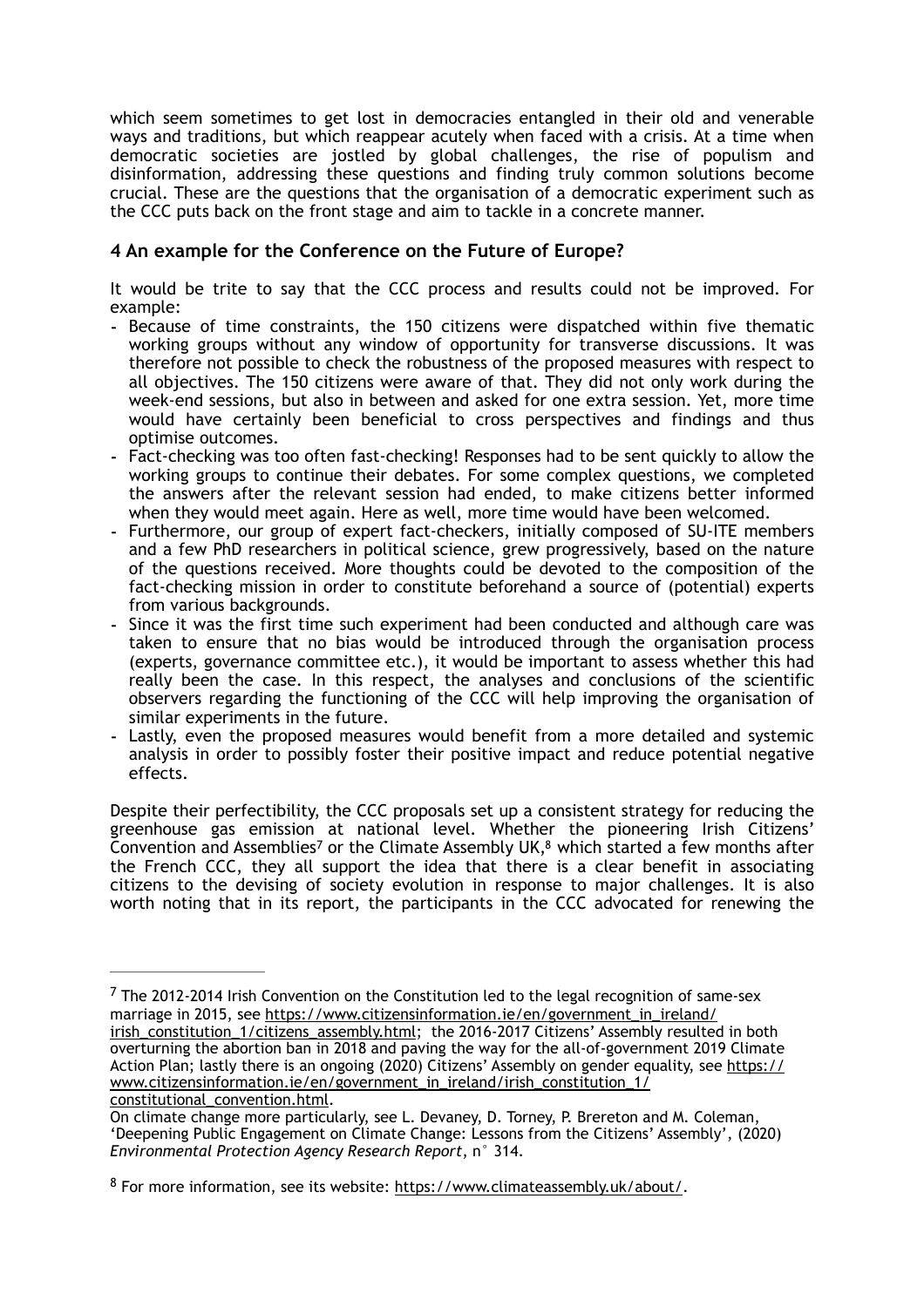which seem sometimes to get lost in democracies entangled in their old and venerable ways and traditions, but which reappear acutely when faced with a crisis. At a time when democratic societies are jostled by global challenges, the rise of populism and disinformation, addressing these questions and finding truly common solutions become crucial. These are the questions that the organisation of a democratic experiment such as the CCC puts back on the front stage and aim to tackle in a concrete manner.

## 4 An example for the Conference on the Future of Europe?

It would be trite to say that the CCC process and results could not be improved. For example:

- Because of time constraints, the 150 citizens were dispatched within five thematic working groups without any window of opportunity for transverse discussions. It was therefore not possible to check the robustness of the proposed measures with respect to all objectives. The 150 citizens were aware of that. They did not only work during the week-end sessions, but also in between and asked for one extra session. Yet, more time would have certainly been beneficial to cross perspectives and findings and thus optimise outcomes.
- Fact-checking was too often fast-checking! Responses had to be sent quickly to allow the working groups to continue their debates. For some complex questions, we completed the answers after the relevant session had ended, to make citizens better informed when they would meet again. Here as well, more time would have been welcomed.
- Furthermore, our group of expert fact-checkers, initially composed of SU-ITE members and a few PhD researchers in political science, grew progressively, based on the nature of the questions received. More thoughts could be devoted to the composition of the fact-checking mission in order to constitute beforehand a source of (potential) experts from various backgrounds.
- Since it was the first time such experiment had been conducted and although care was taken to ensure that no bias would be introduced through the organisation process (experts, governance committee etc.), it would be important to assess whether this had really been the case. In this respect, the analyses and conclusions of the scientific observers regarding the functioning of the CCC will help improving the organisation of similar experiments in the future.
- Lastly, even the proposed measures would benefit from a more detailed and systemic analysis in order to possibly foster their positive impact and reduce potential negative effects.

Despite their perfectibility, the CCC proposals set up a consistent strategy for reducing the greenhouse gas emission at national level. Whether the pioneering Irish Citizens' Convention and Assemblies[7] or the Climate Assembly UK,[8] which started a few months after the French CCC, they all support the idea that there is a clear benefit in associating citizens to the devising of society evolution in response to major challenges. It is also worth noting that in its report, the participants in the CCC advocated for renewing the

---

[7] The 2012-2014 Irish Convention on the Constitution led to the legal recognition of same-sex marriage in 2015, see https://www.citizensinformation.ie/en/government_in_ireland/irish_constitution_1/citizens_assembly.html; the 2016-2017 Citizens' Assembly resulted in both overturning the abortion ban in 2018 and paving the way for the all-of-government 2019 Climate Action Plan; lastly there is an ongoing (2020) Citizens' Assembly on gender equality, see https://www.citizensinformation.ie/en/government_in_ireland/irish_constitution_1/constitutional_convention.html.

On climate change more particularly, see L. Devaney, D. Torney, P. Brereton and M. Coleman, 'Deepening Public Engagement on Climate Change: Lessons from the Citizens' Assembly', (2020) *Environmental Protection Agency Research Report*, n° 314.

[8] For more information, see its website: https://www.climateassembly.uk/about/.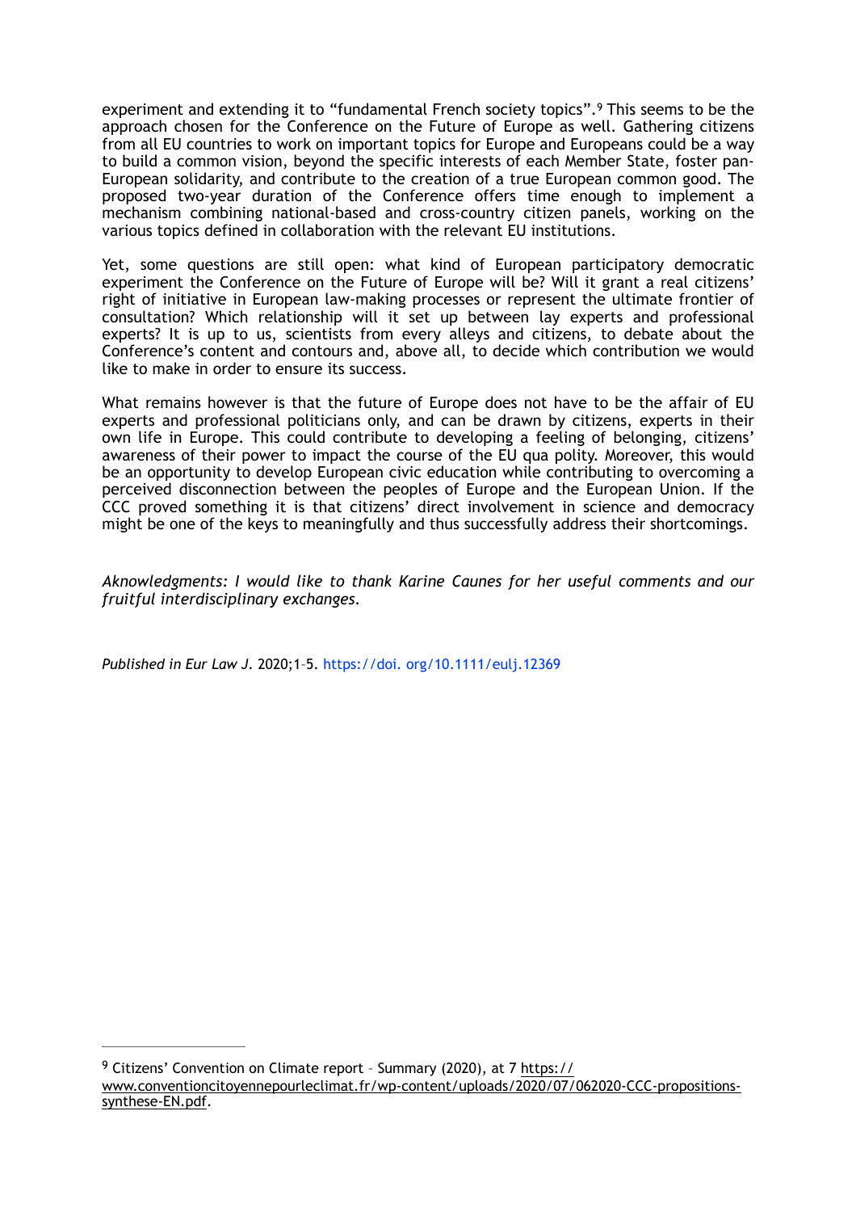experiment and extending it to "fundamental French society topics".[9] This seems to be the approach chosen for the Conference on the Future of Europe as well. Gathering citizens from all EU countries to work on important topics for Europe and Europeans could be a way to build a common vision, beyond the specific interests of each Member State, foster pan-European solidarity, and contribute to the creation of a true European common good. The proposed two-year duration of the Conference offers time enough to implement a mechanism combining national-based and cross-country citizen panels, working on the various topics defined in collaboration with the relevant EU institutions.

Yet, some questions are still open: what kind of European participatory democratic experiment the Conference on the Future of Europe will be? Will it grant a real citizens' right of initiative in European law-making processes or represent the ultimate frontier of consultation? Which relationship will it set up between lay experts and professional experts? It is up to us, scientists from every alleys and citizens, to debate about the Conference's content and contours and, above all, to decide which contribution we would like to make in order to ensure its success.

What remains however is that the future of Europe does not have to be the affair of EU experts and professional politicians only, and can be drawn by citizens, experts in their own life in Europe. This could contribute to developing a feeling of belonging, citizens' awareness of their power to impact the course of the EU qua polity. Moreover, this would be an opportunity to develop European civic education while contributing to overcoming a perceived disconnection between the peoples of Europe and the European Union. If the CCC proved something it is that citizens' direct involvement in science and democracy might be one of the keys to meaningfully and thus successfully address their shortcomings.

*Aknowledgments: I would like to thank Karine Caunes for her useful comments and our fruitful interdisciplinary exchanges.*

*Published in Eur Law J.* 2020;1–5. https://doi. org/10.1111/eulj.12369

---

[9] Citizens' Convention on Climate report – Summary (2020), at 7 https://www.conventioncitoyennepourleclimat.fr/wp-content/uploads/2020/07/062020-CCC-propositions-synthese-EN.pdf.